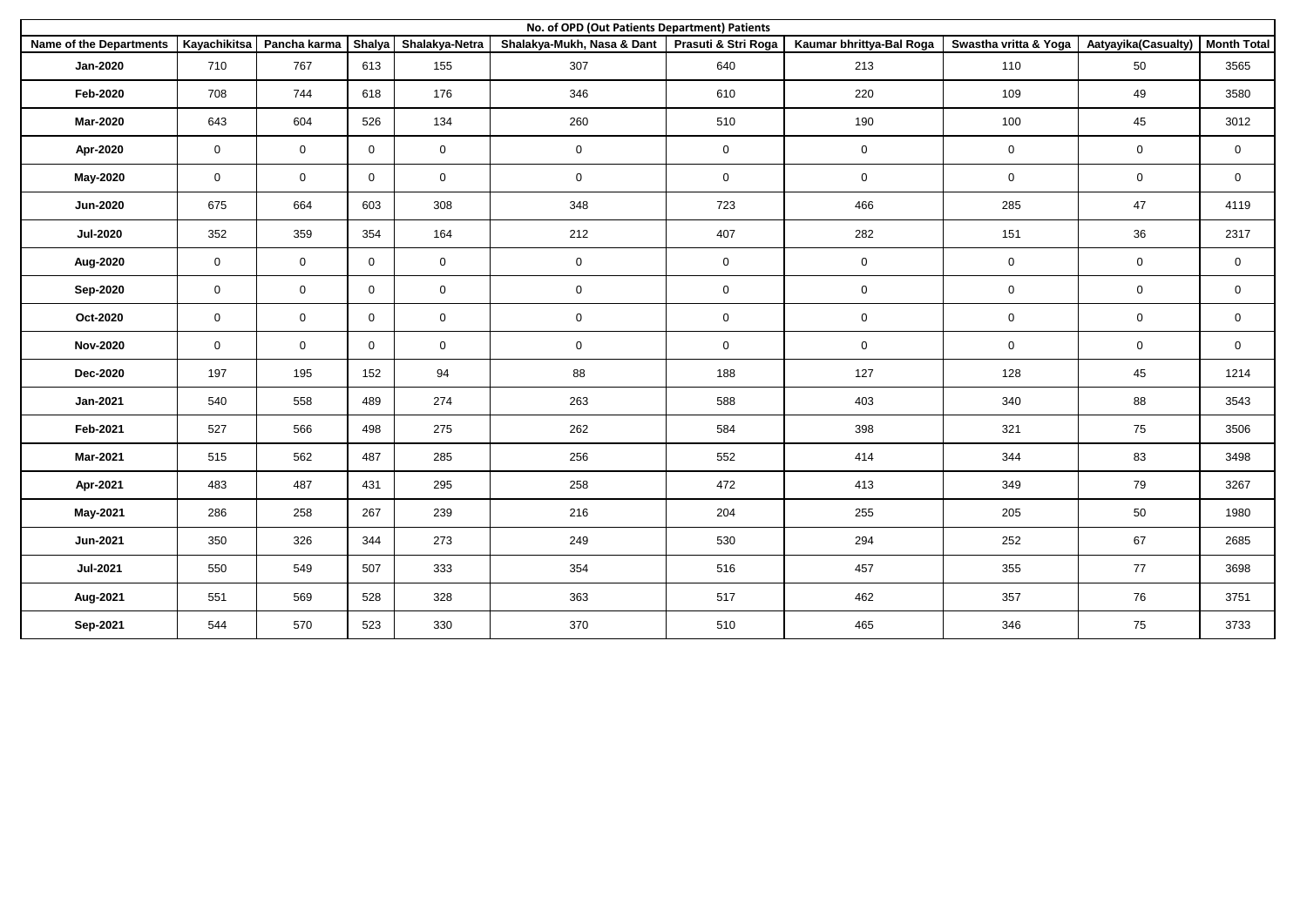| No. of OPD (Out Patients Department) Patients | | | | | | | | | | |
|---|---|---|---|---|---|---|---|---|---|---|
| Name of the Departments | Kayachikitsa | Pancha karma | Shalya | Shalakya-Netra | Shalakya-Mukh, Nasa & Dant | Prasuti & Stri Roga | Kaumar bhrittya-Bal Roga | Swastha vritta & Yoga | Aatyayika(Casualty) | Month Total |
| Jan-2020 | 710 | 767 | 613 | 155 | 307 | 640 | 213 | 110 | 50 | 3565 |
| Feb-2020 | 708 | 744 | 618 | 176 | 346 | 610 | 220 | 109 | 49 | 3580 |
| Mar-2020 | 643 | 604 | 526 | 134 | 260 | 510 | 190 | 100 | 45 | 3012 |
| Apr-2020 | 0 | 0 | 0 | 0 | 0 | 0 | 0 | 0 | 0 | 0 |
| May-2020 | 0 | 0 | 0 | 0 | 0 | 0 | 0 | 0 | 0 | 0 |
| Jun-2020 | 675 | 664 | 603 | 308 | 348 | 723 | 466 | 285 | 47 | 4119 |
| Jul-2020 | 352 | 359 | 354 | 164 | 212 | 407 | 282 | 151 | 36 | 2317 |
| Aug-2020 | 0 | 0 | 0 | 0 | 0 | 0 | 0 | 0 | 0 | 0 |
| Sep-2020 | 0 | 0 | 0 | 0 | 0 | 0 | 0 | 0 | 0 | 0 |
| Oct-2020 | 0 | 0 | 0 | 0 | 0 | 0 | 0 | 0 | 0 | 0 |
| Nov-2020 | 0 | 0 | 0 | 0 | 0 | 0 | 0 | 0 | 0 | 0 |
| Dec-2020 | 197 | 195 | 152 | 94 | 88 | 188 | 127 | 128 | 45 | 1214 |
| Jan-2021 | 540 | 558 | 489 | 274 | 263 | 588 | 403 | 340 | 88 | 3543 |
| Feb-2021 | 527 | 566 | 498 | 275 | 262 | 584 | 398 | 321 | 75 | 3506 |
| Mar-2021 | 515 | 562 | 487 | 285 | 256 | 552 | 414 | 344 | 83 | 3498 |
| Apr-2021 | 483 | 487 | 431 | 295 | 258 | 472 | 413 | 349 | 79 | 3267 |
| May-2021 | 286 | 258 | 267 | 239 | 216 | 204 | 255 | 205 | 50 | 1980 |
| Jun-2021 | 350 | 326 | 344 | 273 | 249 | 530 | 294 | 252 | 67 | 2685 |
| Jul-2021 | 550 | 549 | 507 | 333 | 354 | 516 | 457 | 355 | 77 | 3698 |
| Aug-2021 | 551 | 569 | 528 | 328 | 363 | 517 | 462 | 357 | 76 | 3751 |
| Sep-2021 | 544 | 570 | 523 | 330 | 370 | 510 | 465 | 346 | 75 | 3733 |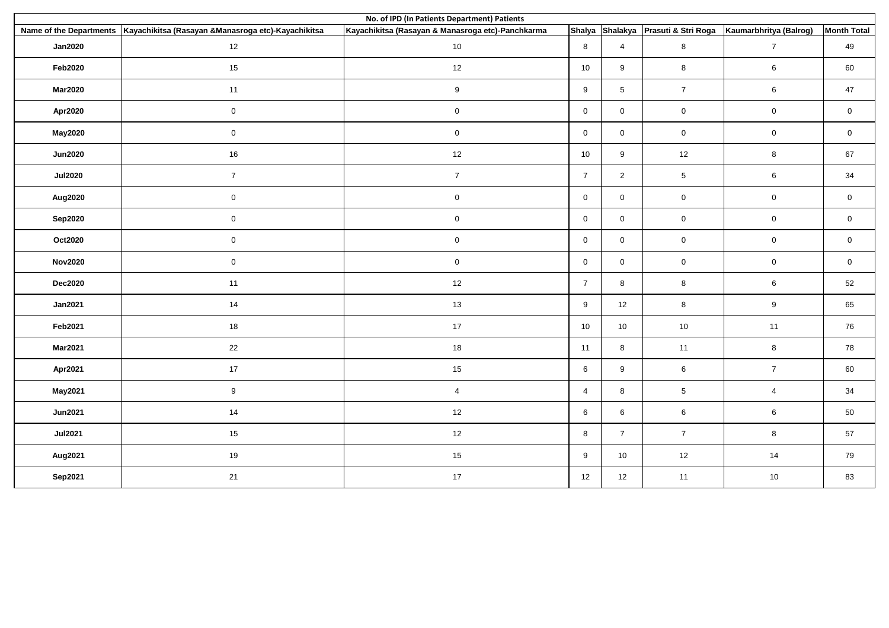| No. of IPD (In Patients Department) Patients | | | | | | | |
|---|---|---|---|---|---|---|---|
| Name of the Departments | Kayachikitsa (Rasayan &Manasroga etc)-Kayachikitsa | Kayachikitsa (Rasayan & Manasroga etc)-Panchkarma | Shalya | Shalakya | Prasuti & Stri Roga | Kaumarbhritya (Balrog) | Month Total |
| Jan2020 | 12 | 10 | 8 | 4 | 8 | 7 | 49 |
| Feb2020 | 15 | 12 | 10 | 9 | 8 | 6 | 60 |
| Mar2020 | 11 | 9 | 9 | 5 | 7 | 6 | 47 |
| Apr2020 | 0 | 0 | 0 | 0 | 0 | 0 | 0 |
| May2020 | 0 | 0 | 0 | 0 | 0 | 0 | 0 |
| Jun2020 | 16 | 12 | 10 | 9 | 12 | 8 | 67 |
| Jul2020 | 7 | 7 | 7 | 2 | 5 | 6 | 34 |
| Aug2020 | 0 | 0 | 0 | 0 | 0 | 0 | 0 |
| Sep2020 | 0 | 0 | 0 | 0 | 0 | 0 | 0 |
| Oct2020 | 0 | 0 | 0 | 0 | 0 | 0 | 0 |
| Nov2020 | 0 | 0 | 0 | 0 | 0 | 0 | 0 |
| Dec2020 | 11 | 12 | 7 | 8 | 8 | 6 | 52 |
| Jan2021 | 14 | 13 | 9 | 12 | 8 | 9 | 65 |
| Feb2021 | 18 | 17 | 10 | 10 | 10 | 11 | 76 |
| Mar2021 | 22 | 18 | 11 | 8 | 11 | 8 | 78 |
| Apr2021 | 17 | 15 | 6 | 9 | 6 | 7 | 60 |
| May2021 | 9 | 4 | 4 | 8 | 5 | 4 | 34 |
| Jun2021 | 14 | 12 | 6 | 6 | 6 | 6 | 50 |
| Jul2021 | 15 | 12 | 8 | 7 | 7 | 8 | 57 |
| Aug2021 | 19 | 15 | 9 | 10 | 12 | 14 | 79 |
| Sep2021 | 21 | 17 | 12 | 12 | 11 | 10 | 83 |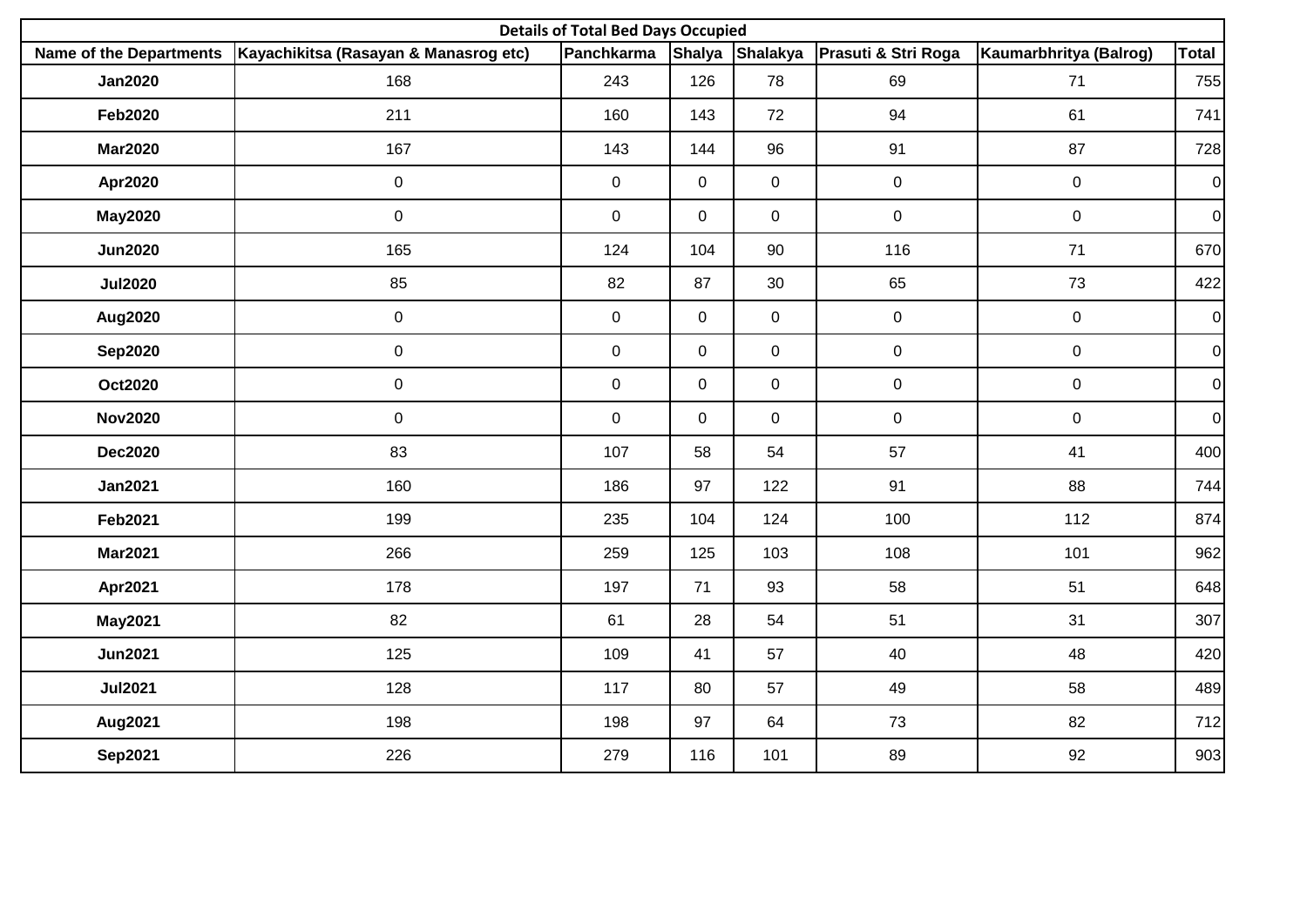| Details of Total Bed Days Occupied | | | | | | | |
|---|---|---|---|---|---|---|---|
| **Name of the Departments** | **Kayachikitsa (Rasayan & Manasrog etc)** | **Panchkarma** | **Shalya** | **Shalakya** | **Prasuti & Stri Roga** | **Kaumarbhritya (Balrog)** | **Total** |
| **Jan2020** | 168 | 243 | 126 | 78 | 69 | 71 | 755 |
| **Feb2020** | 211 | 160 | 143 | 72 | 94 | 61 | 741 |
| **Mar2020** | 167 | 143 | 144 | 96 | 91 | 87 | 728 |
| **Apr2020** | 0 | 0 | 0 | 0 | 0 | 0 | 0 |
| **May2020** | 0 | 0 | 0 | 0 | 0 | 0 | 0 |
| **Jun2020** | 165 | 124 | 104 | 90 | 116 | 71 | 670 |
| **Jul2020** | 85 | 82 | 87 | 30 | 65 | 73 | 422 |
| **Aug2020** | 0 | 0 | 0 | 0 | 0 | 0 | 0 |
| **Sep2020** | 0 | 0 | 0 | 0 | 0 | 0 | 0 |
| **Oct2020** | 0 | 0 | 0 | 0 | 0 | 0 | 0 |
| **Nov2020** | 0 | 0 | 0 | 0 | 0 | 0 | 0 |
| **Dec2020** | 83 | 107 | 58 | 54 | 57 | 41 | 400 |
| **Jan2021** | 160 | 186 | 97 | 122 | 91 | 88 | 744 |
| **Feb2021** | 199 | 235 | 104 | 124 | 100 | 112 | 874 |
| **Mar2021** | 266 | 259 | 125 | 103 | 108 | 101 | 962 |
| **Apr2021** | 178 | 197 | 71 | 93 | 58 | 51 | 648 |
| **May2021** | 82 | 61 | 28 | 54 | 51 | 31 | 307 |
| **Jun2021** | 125 | 109 | 41 | 57 | 40 | 48 | 420 |
| **Jul2021** | 128 | 117 | 80 | 57 | 49 | 58 | 489 |
| **Aug2021** | 198 | 198 | 97 | 64 | 73 | 82 | 712 |
| **Sep2021** | 226 | 279 | 116 | 101 | 89 | 92 | 903 |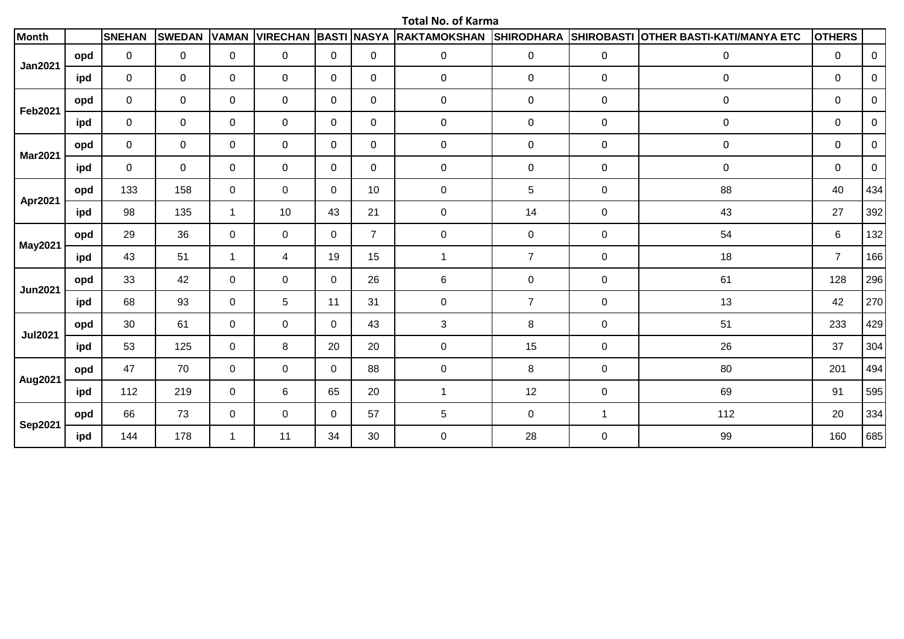**Total No. of Karma**

| Month | | SNEHAN | SWEDAN | VAMAN | VIRECHAN | BASTI | NASYA | RAKTAMOKSHAN | SHIRODHARA | SHIROBASTI | OTHER BASTI-KATI/MANYA ETC | OTHERS | |
|---|---|---|---|---|---|---|---|---|---|---|---|---|---|
| Jan2021 | opd | 0 | 0 | 0 | 0 | 0 | 0 | 0 | 0 | 0 | 0 | 0 | 0 |
| | ipd | 0 | 0 | 0 | 0 | 0 | 0 | 0 | 0 | 0 | 0 | 0 | 0 |
| Feb2021 | opd | 0 | 0 | 0 | 0 | 0 | 0 | 0 | 0 | 0 | 0 | 0 | 0 |
| | ipd | 0 | 0 | 0 | 0 | 0 | 0 | 0 | 0 | 0 | 0 | 0 | 0 |
| Mar2021 | opd | 0 | 0 | 0 | 0 | 0 | 0 | 0 | 0 | 0 | 0 | 0 | 0 |
| | ipd | 0 | 0 | 0 | 0 | 0 | 0 | 0 | 0 | 0 | 0 | 0 | 0 |
| Apr2021 | opd | 133 | 158 | 0 | 0 | 0 | 10 | 0 | 5 | 0 | 88 | 40 | 434 |
| | ipd | 98 | 135 | 1 | 10 | 43 | 21 | 0 | 14 | 0 | 43 | 27 | 392 |
| May2021 | opd | 29 | 36 | 0 | 0 | 0 | 7 | 0 | 0 | 0 | 54 | 6 | 132 |
| | ipd | 43 | 51 | 1 | 4 | 19 | 15 | 1 | 7 | 0 | 18 | 7 | 166 |
| Jun2021 | opd | 33 | 42 | 0 | 0 | 0 | 26 | 6 | 0 | 0 | 61 | 128 | 296 |
| | ipd | 68 | 93 | 0 | 5 | 11 | 31 | 0 | 7 | 0 | 13 | 42 | 270 |
| Jul2021 | opd | 30 | 61 | 0 | 0 | 0 | 43 | 3 | 8 | 0 | 51 | 233 | 429 |
| | ipd | 53 | 125 | 0 | 8 | 20 | 20 | 0 | 15 | 0 | 26 | 37 | 304 |
| Aug2021 | opd | 47 | 70 | 0 | 0 | 0 | 88 | 0 | 8 | 0 | 80 | 201 | 494 |
| | ipd | 112 | 219 | 0 | 6 | 65 | 20 | 1 | 12 | 0 | 69 | 91 | 595 |
| Sep2021 | opd | 66 | 73 | 0 | 0 | 0 | 57 | 5 | 0 | 1 | 112 | 20 | 334 |
| | ipd | 144 | 178 | 1 | 11 | 34 | 30 | 0 | 28 | 0 | 99 | 160 | 685 |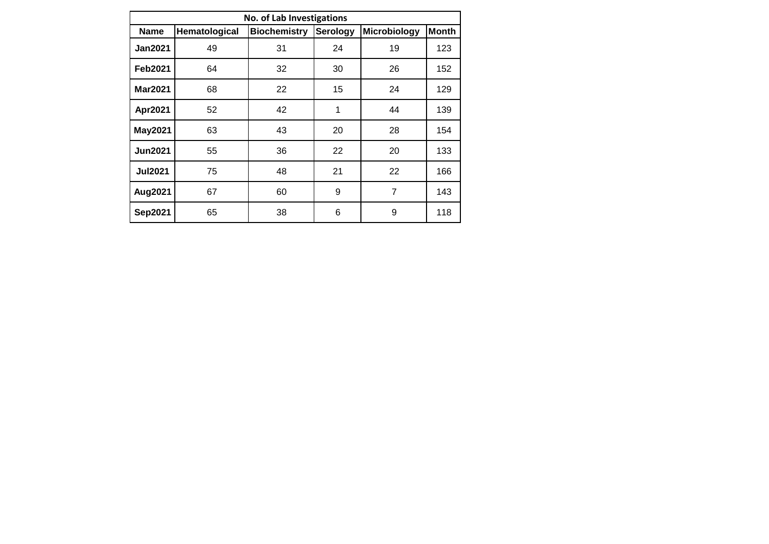| No. of Lab Investigations | | | | | |
|---|---|---|---|---|---|
| **Name** | **Hematological** | **Biochemistry** | **Serology** | **Microbiology** | **Month** |
| **Jan2021** | 49 | 31 | 24 | 19 | 123 |
| **Feb2021** | 64 | 32 | 30 | 26 | 152 |
| **Mar2021** | 68 | 22 | 15 | 24 | 129 |
| **Apr2021** | 52 | 42 | 1 | 44 | 139 |
| **May2021** | 63 | 43 | 20 | 28 | 154 |
| **Jun2021** | 55 | 36 | 22 | 20 | 133 |
| **Jul2021** | 75 | 48 | 21 | 22 | 166 |
| **Aug2021** | 67 | 60 | 9 | 7 | 143 |
| **Sep2021** | 65 | 38 | 6 | 9 | 118 |